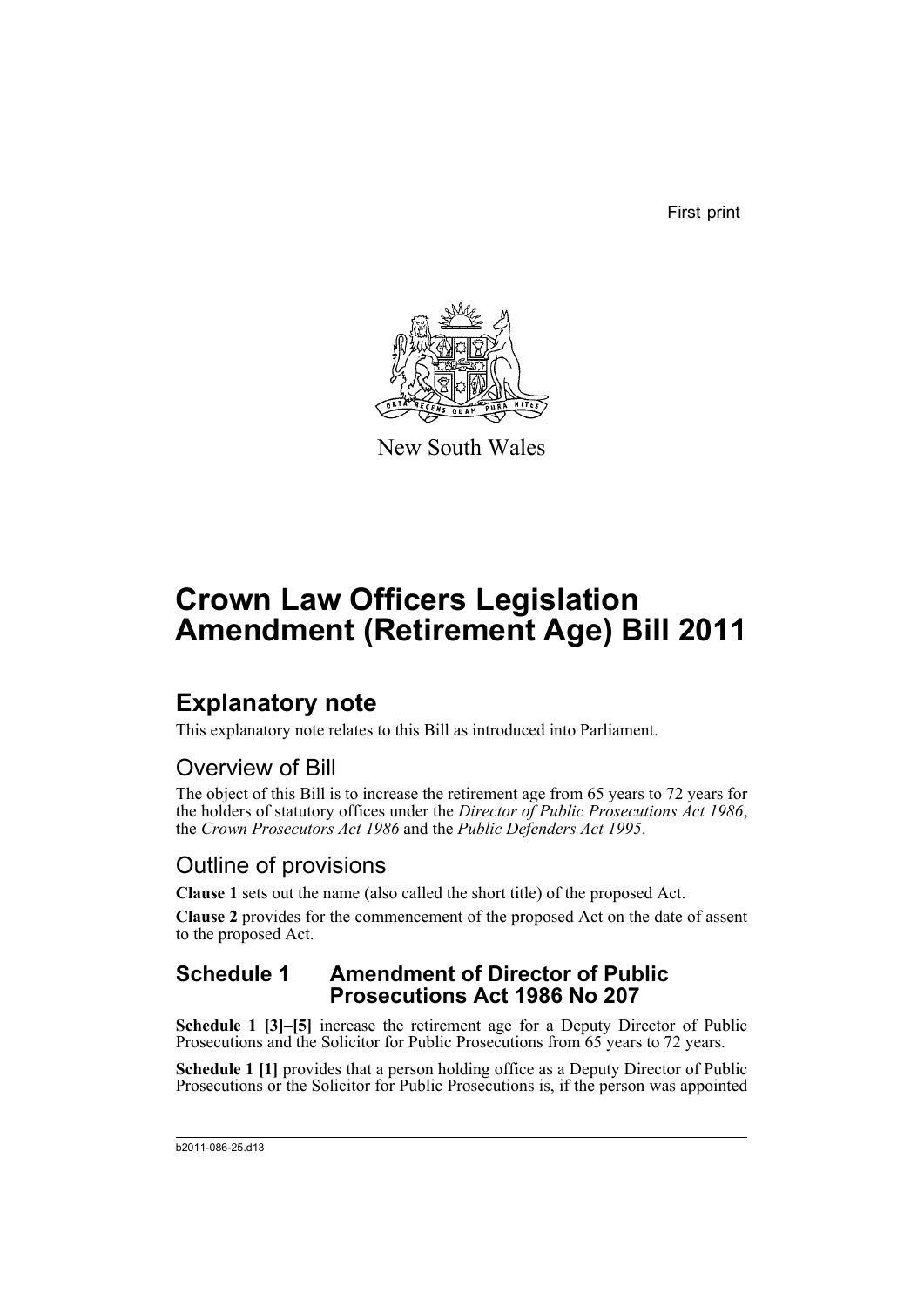First print

New South Wales

# Crown Law Officers Legislation Amendment (Retirement Age) Bill 2011

## Explanatory note

This explanatory note relates to this Bill as introduced into Parliament.

### Overview of Bill

The object of this Bill is to increase the retirement age from 65 years to 72 years for the holders of statutory offices under the *Director of Public Prosecutions Act 1986*, the *Crown Prosecutors Act 1986* and the *Public Defenders Act 1995*.

### Outline of provisions

**Clause 1** sets out the name (also called the short title) of the proposed Act.

**Clause 2** provides for the commencement of the proposed Act on the date of assent to the proposed Act.

### Schedule 1 Amendment of Director of Public Prosecutions Act 1986 No 207

**Schedule 1 [3]–[5]** increase the retirement age for a Deputy Director of Public Prosecutions and the Solicitor for Public Prosecutions from 65 years to 72 years.

**Schedule 1 [1]** provides that a person holding office as a Deputy Director of Public Prosecutions or the Solicitor for Public Prosecutions is, if the person was appointed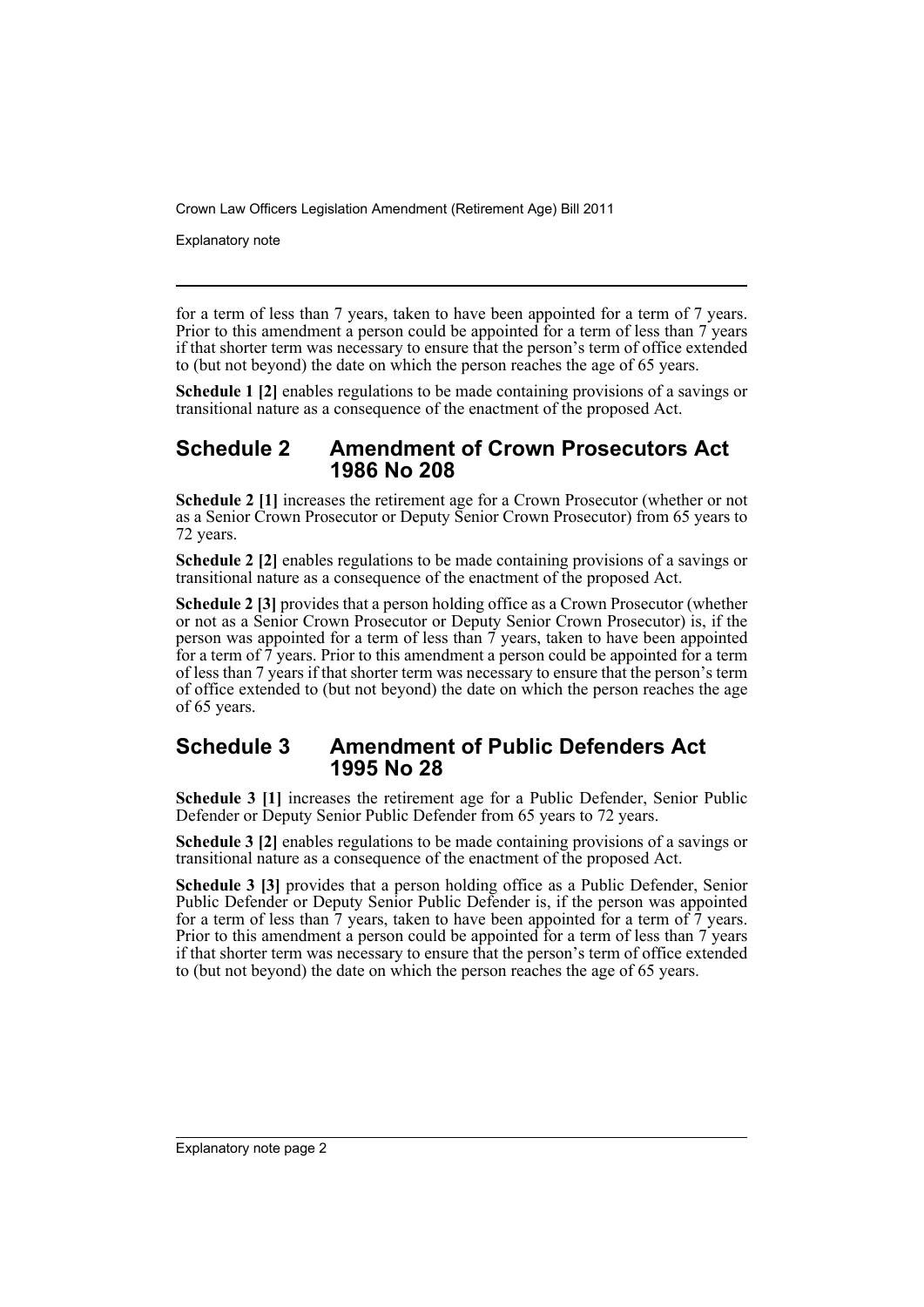for a term of less than 7 years, taken to have been appointed for a term of 7 years. Prior to this amendment a person could be appointed for a term of less than 7 years if that shorter term was necessary to ensure that the person's term of office extended to (but not beyond) the date on which the person reaches the age of 65 years.

**Schedule 1 [2]** enables regulations to be made containing provisions of a savings or transitional nature as a consequence of the enactment of the proposed Act.

## Schedule 2 Amendment of Crown Prosecutors Act 1986 No 208

**Schedule 2 [1]** increases the retirement age for a Crown Prosecutor (whether or not as a Senior Crown Prosecutor or Deputy Senior Crown Prosecutor) from 65 years to 72 years.

**Schedule 2 [2]** enables regulations to be made containing provisions of a savings or transitional nature as a consequence of the enactment of the proposed Act.

**Schedule 2 [3]** provides that a person holding office as a Crown Prosecutor (whether or not as a Senior Crown Prosecutor or Deputy Senior Crown Prosecutor) is, if the person was appointed for a term of less than 7 years, taken to have been appointed for a term of 7 years. Prior to this amendment a person could be appointed for a term of less than 7 years if that shorter term was necessary to ensure that the person's term of office extended to (but not beyond) the date on which the person reaches the age of 65 years.

## Schedule 3 Amendment of Public Defenders Act 1995 No 28

**Schedule 3 [1]** increases the retirement age for a Public Defender, Senior Public Defender or Deputy Senior Public Defender from 65 years to 72 years.

**Schedule 3 [2]** enables regulations to be made containing provisions of a savings or transitional nature as a consequence of the enactment of the proposed Act.

**Schedule 3 [3]** provides that a person holding office as a Public Defender, Senior Public Defender or Deputy Senior Public Defender is, if the person was appointed for a term of less than 7 years, taken to have been appointed for a term of 7 years. Prior to this amendment a person could be appointed for a term of less than 7 years if that shorter term was necessary to ensure that the person's term of office extended to (but not beyond) the date on which the person reaches the age of 65 years.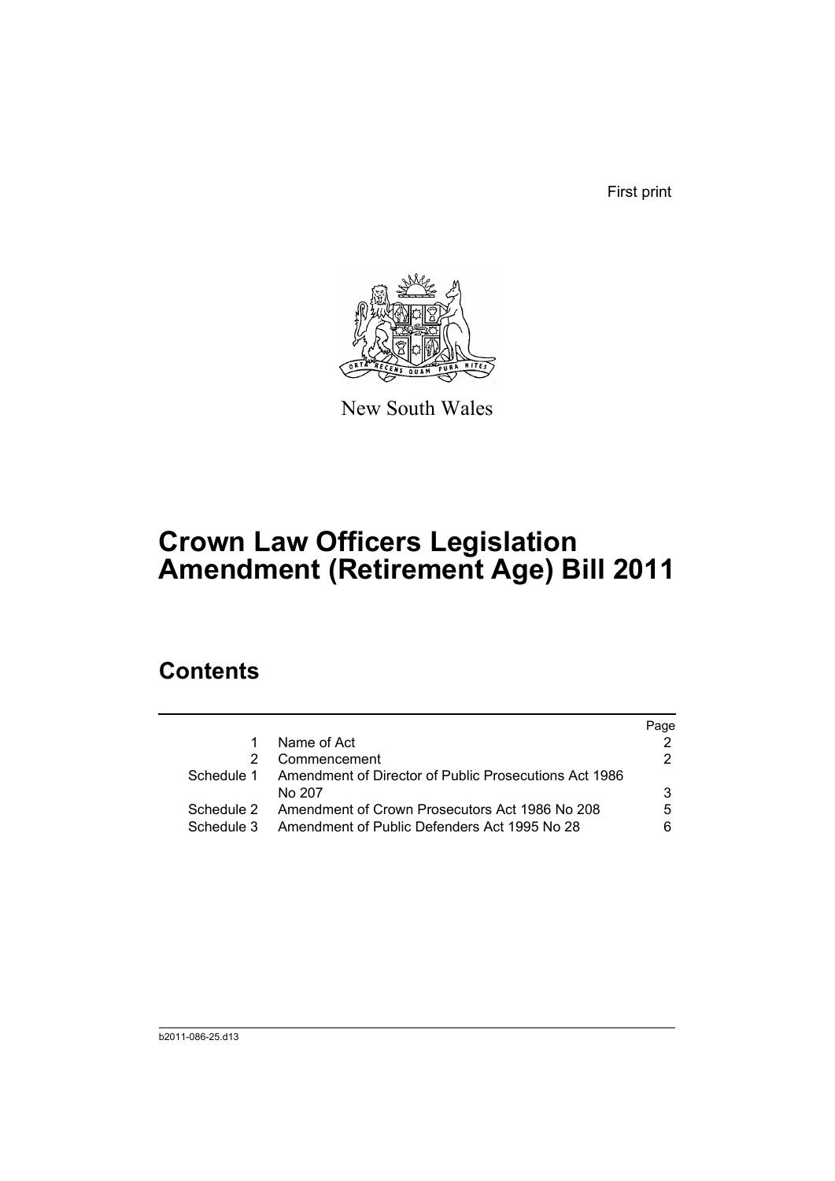First print

New South Wales

# Crown Law Officers Legislation Amendment (Retirement Age) Bill 2011

## Contents

| | | Page |
|---|---|---|
| 1 | Name of Act | 2 |
| 2 | Commencement | 2 |
| Schedule 1 | Amendment of Director of Public Prosecutions Act 1986 No 207 | 3 |
| Schedule 2 | Amendment of Crown Prosecutors Act 1986 No 208 | 5 |
| Schedule 3 | Amendment of Public Defenders Act 1995 No 28 | 6 |

b2011-086-25.d13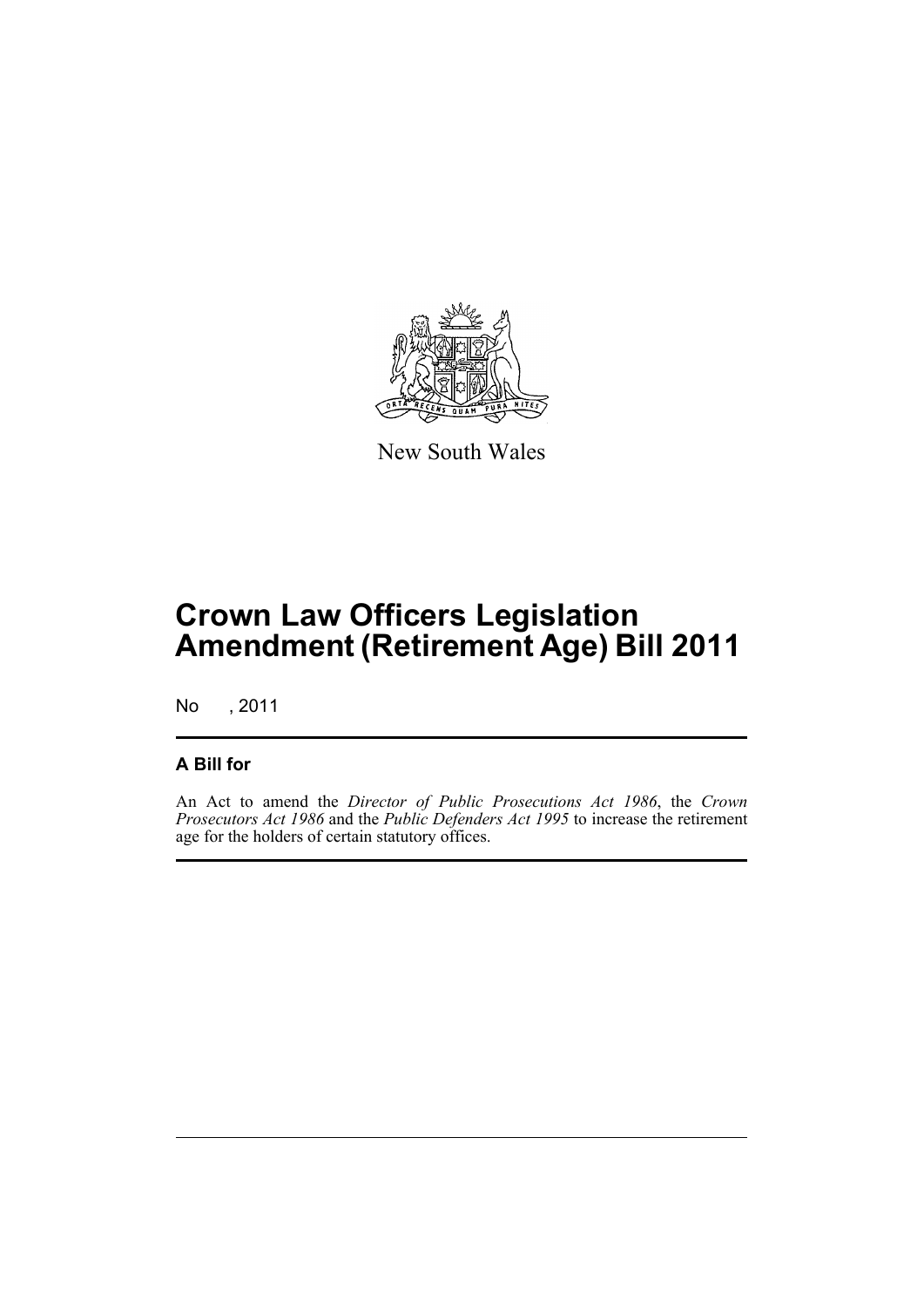New South Wales

# Crown Law Officers Legislation Amendment (Retirement Age) Bill 2011

No , 2011

## A Bill for

An Act to amend the *Director of Public Prosecutions Act 1986*, the *Crown Prosecutors Act 1986* and the *Public Defenders Act 1995* to increase the retirement age for the holders of certain statutory offices.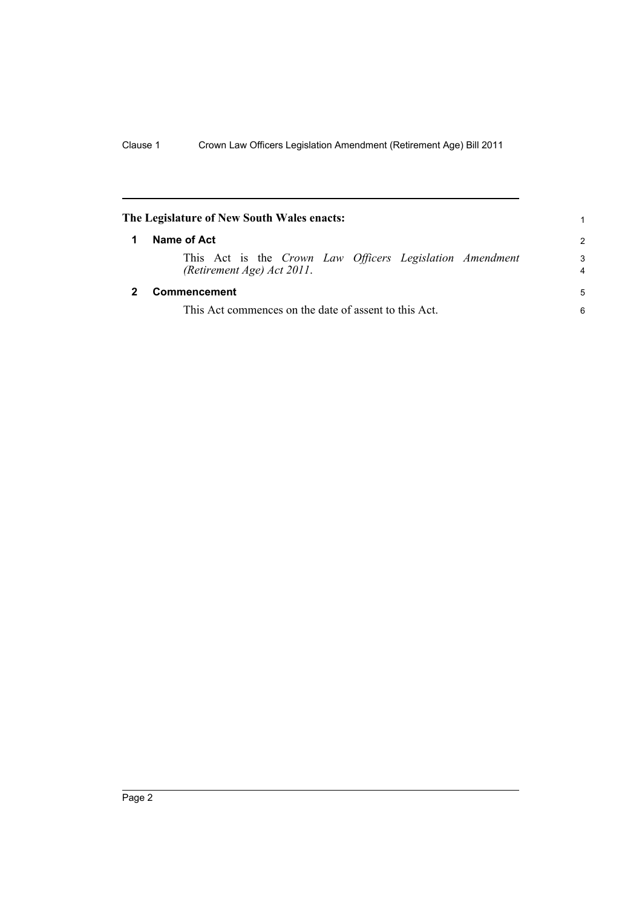**The Legislature of New South Wales enacts:**

## 1 Name of Act

This Act is the *Crown Law Officers Legislation Amendment (Retirement Age) Act 2011*.

## 2 Commencement

This Act commences on the date of assent to this Act.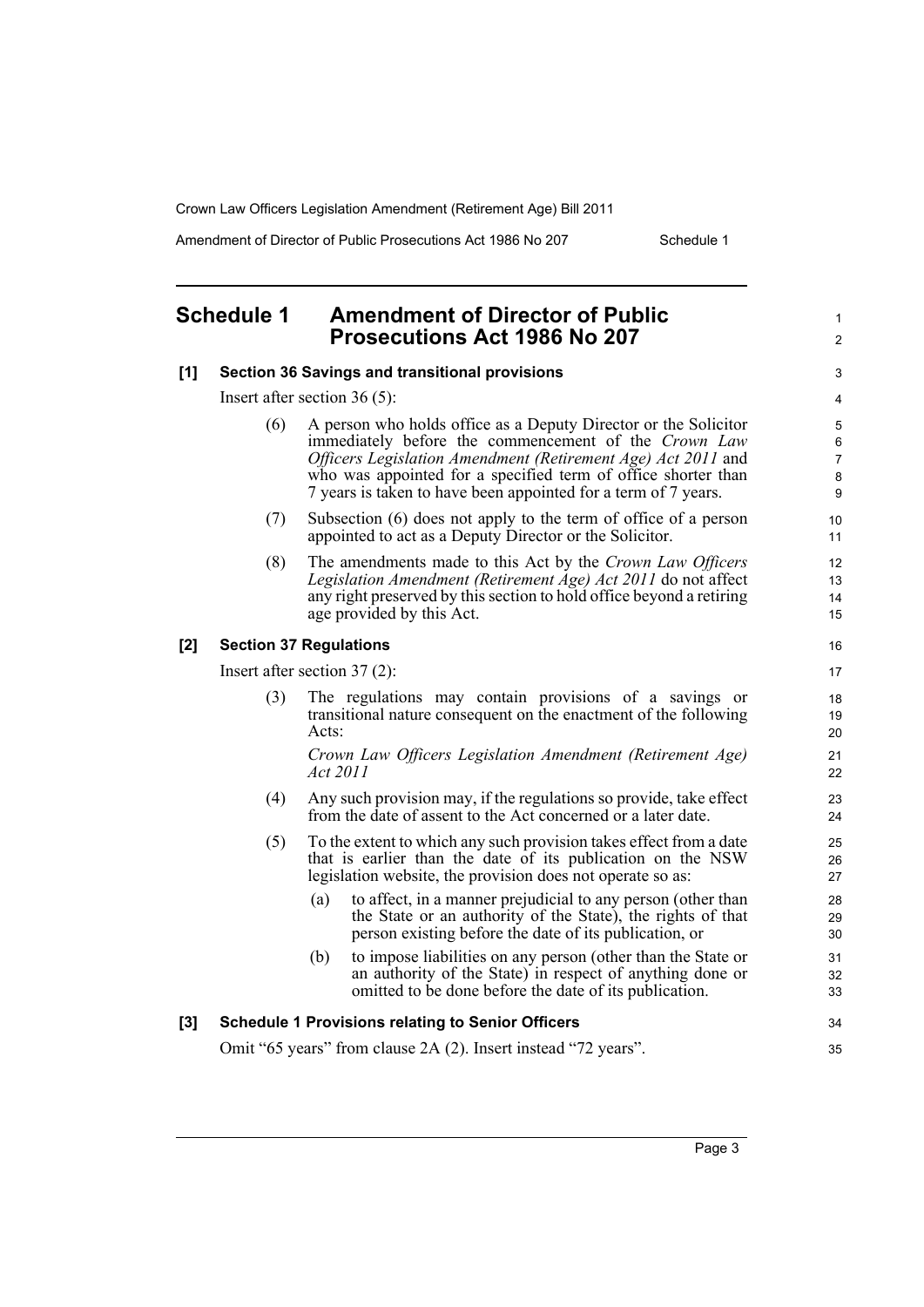## Schedule 1 Amendment of Director of Public Prosecutions Act 1986 No 207

**[1] Section 36 Savings and transitional provisions**

Insert after section 36 (5):

(6) A person who holds office as a Deputy Director or the Solicitor immediately before the commencement of the *Crown Law Officers Legislation Amendment (Retirement Age) Act 2011* and who was appointed for a specified term of office shorter than 7 years is taken to have been appointed for a term of 7 years.

(7) Subsection (6) does not apply to the term of office of a person appointed to act as a Deputy Director or the Solicitor.

(8) The amendments made to this Act by the *Crown Law Officers Legislation Amendment (Retirement Age) Act 2011* do not affect any right preserved by this section to hold office beyond a retiring age provided by this Act.

**[2] Section 37 Regulations**

Insert after section 37 (2):

(3) The regulations may contain provisions of a savings or transitional nature consequent on the enactment of the following Acts:

*Crown Law Officers Legislation Amendment (Retirement Age) Act 2011*

(4) Any such provision may, if the regulations so provide, take effect from the date of assent to the Act concerned or a later date.

(5) To the extent to which any such provision takes effect from a date that is earlier than the date of its publication on the NSW legislation website, the provision does not operate so as:

(a) to affect, in a manner prejudicial to any person (other than the State or an authority of the State), the rights of that person existing before the date of its publication, or

(b) to impose liabilities on any person (other than the State or an authority of the State) in respect of anything done or omitted to be done before the date of its publication.

**[3] Schedule 1 Provisions relating to Senior Officers**

Omit "65 years" from clause 2A (2). Insert instead "72 years".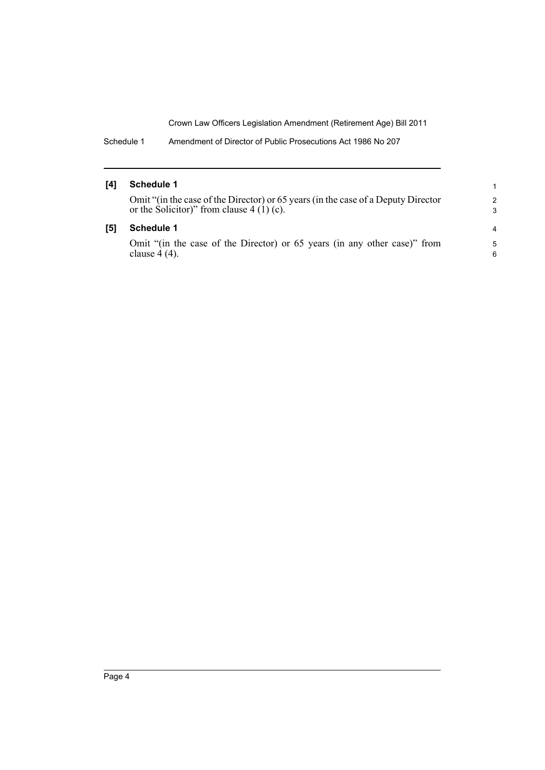**[4] Schedule 1**

Omit "(in the case of the Director) or 65 years (in the case of a Deputy Director or the Solicitor)" from clause 4 (1) (c).

**[5] Schedule 1**

Omit "(in the case of the Director) or 65 years (in any other case)" from clause 4 (4).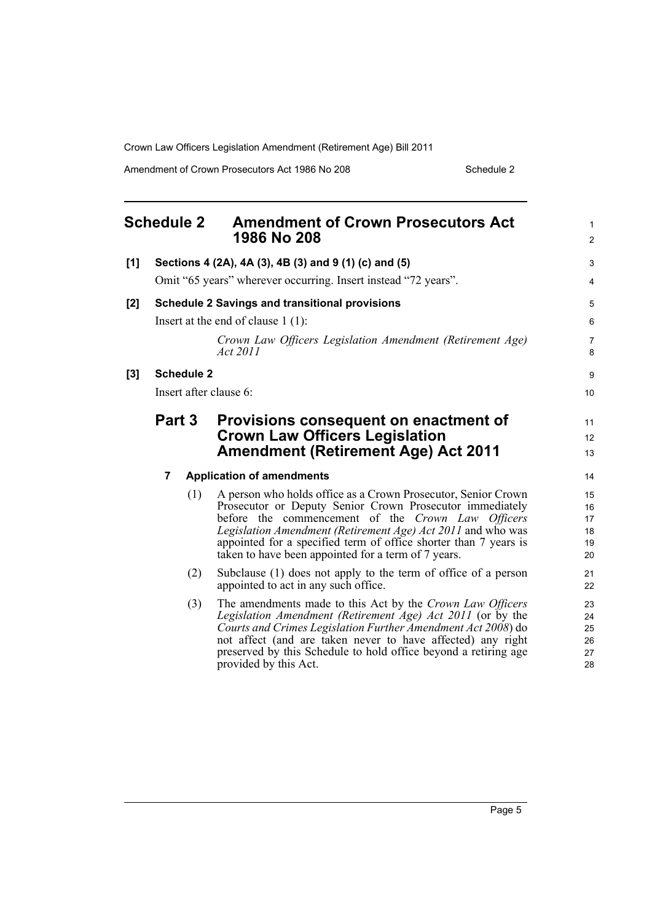## Schedule 2 Amendment of Crown Prosecutors Act 1986 No 208

**[1] Sections 4 (2A), 4A (3), 4B (3) and 9 (1) (c) and (5)**

Omit "65 years" wherever occurring. Insert instead "72 years".

**[2] Schedule 2 Savings and transitional provisions**

Insert at the end of clause 1 (1):

*Crown Law Officers Legislation Amendment (Retirement Age) Act 2011*

**[3] Schedule 2**

Insert after clause 6:

### Part 3 Provisions consequent on enactment of Crown Law Officers Legislation Amendment (Retirement Age) Act 2011

**7 Application of amendments**

(1) A person who holds office as a Crown Prosecutor, Senior Crown Prosecutor or Deputy Senior Crown Prosecutor immediately before the commencement of the *Crown Law Officers Legislation Amendment (Retirement Age) Act 2011* and who was appointed for a specified term of office shorter than 7 years is taken to have been appointed for a term of 7 years.

(2) Subclause (1) does not apply to the term of office of a person appointed to act in any such office.

(3) The amendments made to this Act by the *Crown Law Officers Legislation Amendment (Retirement Age) Act 2011* (or by the *Courts and Crimes Legislation Further Amendment Act 2008*) do not affect (and are taken never to have affected) any right preserved by this Schedule to hold office beyond a retiring age provided by this Act.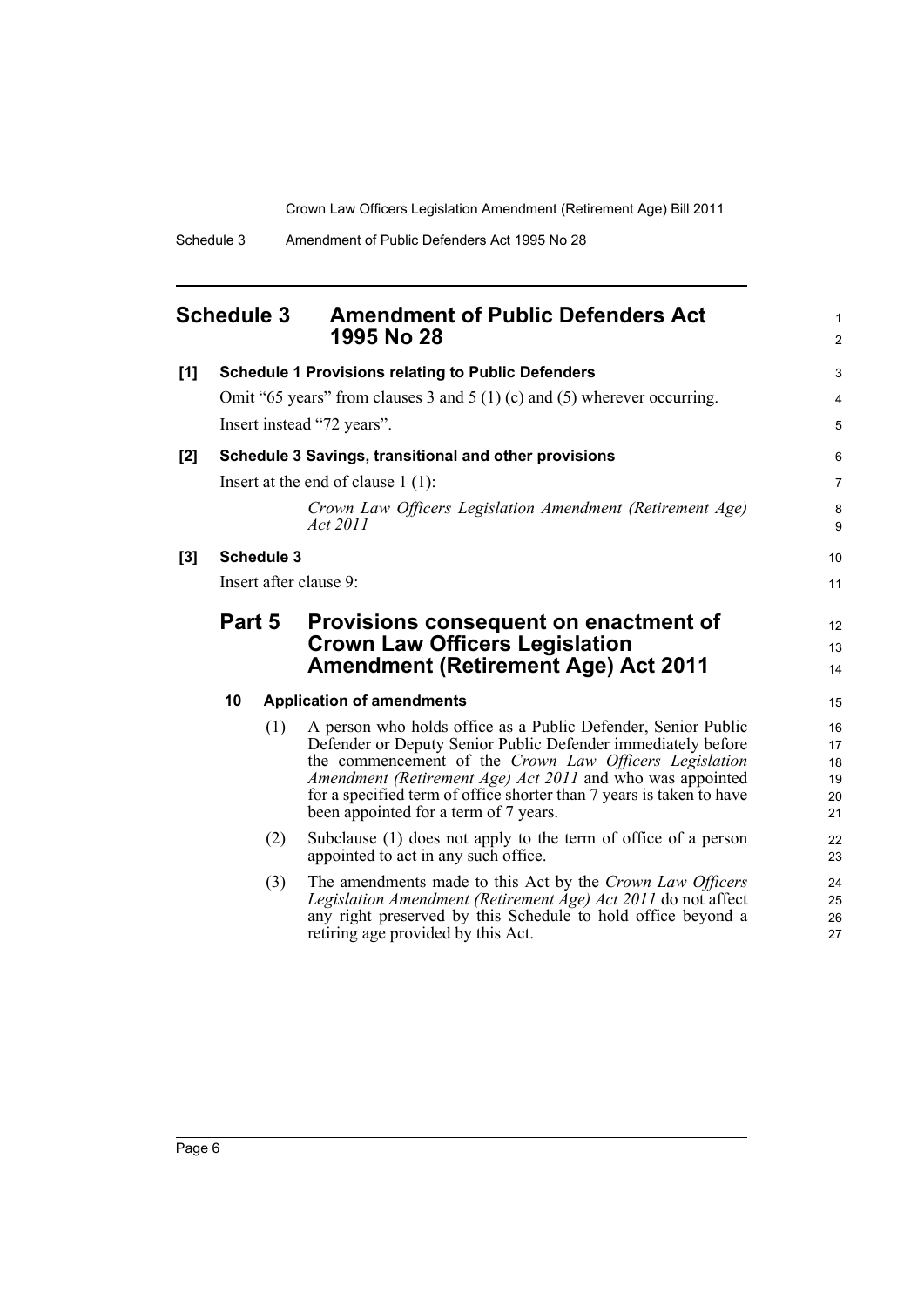## Schedule 3 Amendment of Public Defenders Act 1995 No 28

**[1] Schedule 1 Provisions relating to Public Defenders**

Omit "65 years" from clauses 3 and 5 (1) (c) and (5) wherever occurring.

Insert instead "72 years".

**[2] Schedule 3 Savings, transitional and other provisions**

Insert at the end of clause 1 (1):

*Crown Law Officers Legislation Amendment (Retirement Age) Act 2011*

**[3] Schedule 3**

Insert after clause 9:

### Part 5 Provisions consequent on enactment of Crown Law Officers Legislation Amendment (Retirement Age) Act 2011

**10 Application of amendments**

(1) A person who holds office as a Public Defender, Senior Public Defender or Deputy Senior Public Defender immediately before the commencement of the *Crown Law Officers Legislation Amendment (Retirement Age) Act 2011* and who was appointed for a specified term of office shorter than 7 years is taken to have been appointed for a term of 7 years.

(2) Subclause (1) does not apply to the term of office of a person appointed to act in any such office.

(3) The amendments made to this Act by the *Crown Law Officers Legislation Amendment (Retirement Age) Act 2011* do not affect any right preserved by this Schedule to hold office beyond a retiring age provided by this Act.